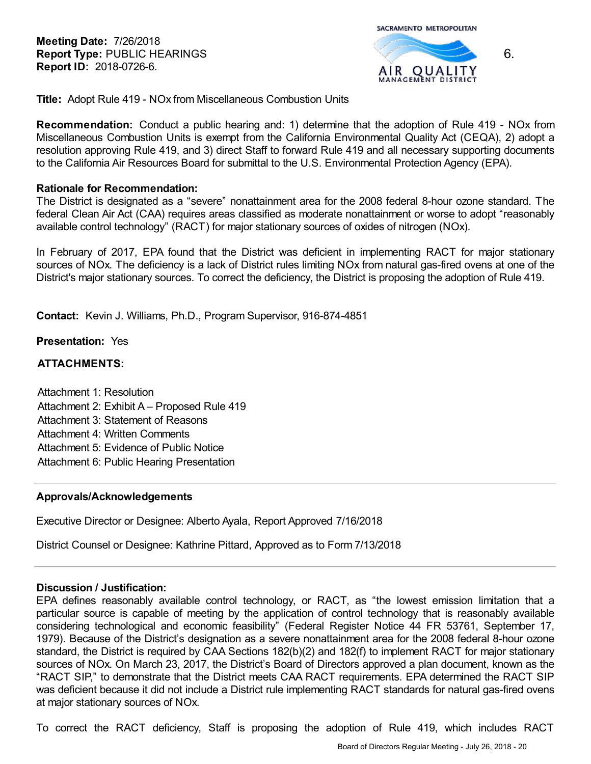**Meeting Date:** 7/26/2018
**Report Type:** PUBLIC HEARINGS
**Report ID:** 2018-0726-6.

SACRAMENTO METROPOLITAN AIR QUALITY MANAGEMENT DISTRICT

6.

**Title:** Adopt Rule 419 - NOx from Miscellaneous Combustion Units

**Recommendation:** Conduct a public hearing and: 1) determine that the adoption of Rule 419 - NOx from Miscellaneous Combustion Units is exempt from the California Environmental Quality Act (CEQA), 2) adopt a resolution approving Rule 419, and 3) direct Staff to forward Rule 419 and all necessary supporting documents to the California Air Resources Board for submittal to the U.S. Environmental Protection Agency (EPA).

**Rationale for Recommendation:**
The District is designated as a "severe" nonattainment area for the 2008 federal 8-hour ozone standard. The federal Clean Air Act (CAA) requires areas classified as moderate nonattainment or worse to adopt "reasonably available control technology" (RACT) for major stationary sources of oxides of nitrogen (NOx).

In February of 2017, EPA found that the District was deficient in implementing RACT for major stationary sources of NOx. The deficiency is a lack of District rules limiting NOx from natural gas-fired ovens at one of the District's major stationary sources. To correct the deficiency, the District is proposing the adoption of Rule 419.

**Contact:** Kevin J. Williams, Ph.D., Program Supervisor, 916-874-4851

**Presentation:** Yes

**ATTACHMENTS:**

Attachment 1: Resolution
Attachment 2: Exhibit A – Proposed Rule 419
Attachment 3: Statement of Reasons
Attachment 4: Written Comments
Attachment 5: Evidence of Public Notice
Attachment 6: Public Hearing Presentation

**Approvals/Acknowledgements**

Executive Director or Designee: Alberto Ayala, Report Approved 7/16/2018

District Counsel or Designee: Kathrine Pittard, Approved as to Form 7/13/2018

**Discussion / Justification:**
EPA defines reasonably available control technology, or RACT, as "the lowest emission limitation that a particular source is capable of meeting by the application of control technology that is reasonably available considering technological and economic feasibility" (Federal Register Notice 44 FR 53761, September 17, 1979). Because of the District's designation as a severe nonattainment area for the 2008 federal 8-hour ozone standard, the District is required by CAA Sections 182(b)(2) and 182(f) to implement RACT for major stationary sources of NOx. On March 23, 2017, the District's Board of Directors approved a plan document, known as the "RACT SIP," to demonstrate that the District meets CAA RACT requirements. EPA determined the RACT SIP was deficient because it did not include a District rule implementing RACT standards for natural gas-fired ovens at major stationary sources of NOx.

To correct the RACT deficiency, Staff is proposing the adoption of Rule 419, which includes RACT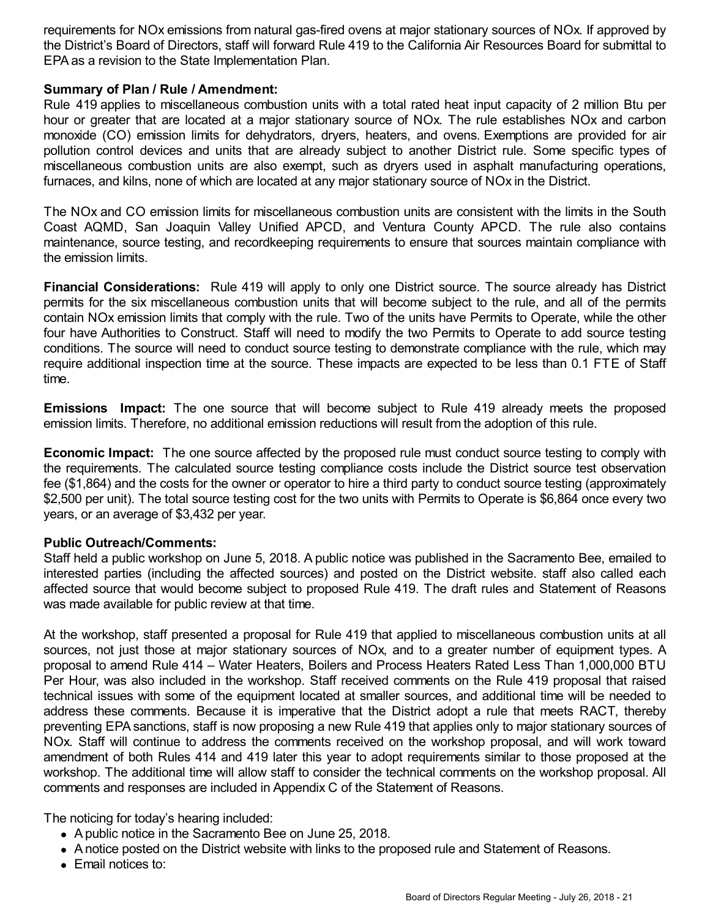requirements for NOx emissions from natural gas-fired ovens at major stationary sources of NOx. If approved by the District's Board of Directors, staff will forward Rule 419 to the California Air Resources Board for submittal to EPA as a revision to the State Implementation Plan.

**Summary of Plan / Rule / Amendment:**
Rule 419 applies to miscellaneous combustion units with a total rated heat input capacity of 2 million Btu per hour or greater that are located at a major stationary source of NOx. The rule establishes NOx and carbon monoxide (CO) emission limits for dehydrators, dryers, heaters, and ovens. Exemptions are provided for air pollution control devices and units that are already subject to another District rule. Some specific types of miscellaneous combustion units are also exempt, such as dryers used in asphalt manufacturing operations, furnaces, and kilns, none of which are located at any major stationary source of NOx in the District.

The NOx and CO emission limits for miscellaneous combustion units are consistent with the limits in the South Coast AQMD, San Joaquin Valley Unified APCD, and Ventura County APCD. The rule also contains maintenance, source testing, and recordkeeping requirements to ensure that sources maintain compliance with the emission limits.

**Financial Considerations:** Rule 419 will apply to only one District source. The source already has District permits for the six miscellaneous combustion units that will become subject to the rule, and all of the permits contain NOx emission limits that comply with the rule. Two of the units have Permits to Operate, while the other four have Authorities to Construct. Staff will need to modify the two Permits to Operate to add source testing conditions. The source will need to conduct source testing to demonstrate compliance with the rule, which may require additional inspection time at the source. These impacts are expected to be less than 0.1 FTE of Staff time.

**Emissions Impact:** The one source that will become subject to Rule 419 already meets the proposed emission limits. Therefore, no additional emission reductions will result from the adoption of this rule.

**Economic Impact:** The one source affected by the proposed rule must conduct source testing to comply with the requirements. The calculated source testing compliance costs include the District source test observation fee ($1,864) and the costs for the owner or operator to hire a third party to conduct source testing (approximately $2,500 per unit). The total source testing cost for the two units with Permits to Operate is $6,864 once every two years, or an average of $3,432 per year.

**Public Outreach/Comments:**
Staff held a public workshop on June 5, 2018. A public notice was published in the Sacramento Bee, emailed to interested parties (including the affected sources) and posted on the District website. staff also called each affected source that would become subject to proposed Rule 419. The draft rules and Statement of Reasons was made available for public review at that time.

At the workshop, staff presented a proposal for Rule 419 that applied to miscellaneous combustion units at all sources, not just those at major stationary sources of NOx, and to a greater number of equipment types. A proposal to amend Rule 414 – Water Heaters, Boilers and Process Heaters Rated Less Than 1,000,000 BTU Per Hour, was also included in the workshop. Staff received comments on the Rule 419 proposal that raised technical issues with some of the equipment located at smaller sources, and additional time will be needed to address these comments. Because it is imperative that the District adopt a rule that meets RACT, thereby preventing EPA sanctions, staff is now proposing a new Rule 419 that applies only to major stationary sources of NOx. Staff will continue to address the comments received on the workshop proposal, and will work toward amendment of both Rules 414 and 419 later this year to adopt requirements similar to those proposed at the workshop. The additional time will allow staff to consider the technical comments on the workshop proposal. All comments and responses are included in Appendix C of the Statement of Reasons.

The noticing for today's hearing included:

- A public notice in the Sacramento Bee on June 25, 2018.
- A notice posted on the District website with links to the proposed rule and Statement of Reasons.
- Email notices to: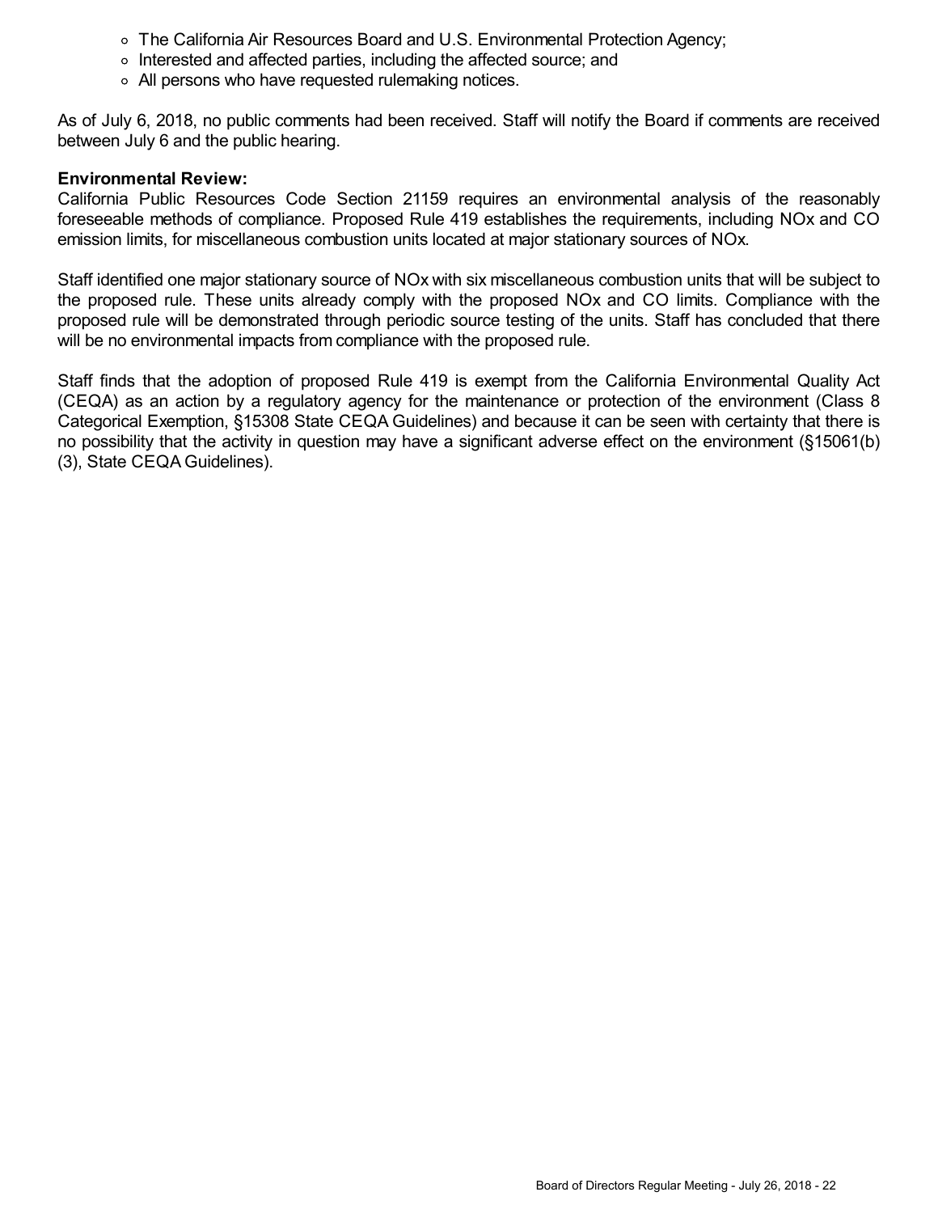- The California Air Resources Board and U.S. Environmental Protection Agency;
- Interested and affected parties, including the affected source; and
- All persons who have requested rulemaking notices.

As of July 6, 2018, no public comments had been received. Staff will notify the Board if comments are received between July 6 and the public hearing.

**Environmental Review:**
California Public Resources Code Section 21159 requires an environmental analysis of the reasonably foreseeable methods of compliance. Proposed Rule 419 establishes the requirements, including NOx and CO emission limits, for miscellaneous combustion units located at major stationary sources of NOx.

Staff identified one major stationary source of NOx with six miscellaneous combustion units that will be subject to the proposed rule. These units already comply with the proposed NOx and CO limits. Compliance with the proposed rule will be demonstrated through periodic source testing of the units. Staff has concluded that there will be no environmental impacts from compliance with the proposed rule.

Staff finds that the adoption of proposed Rule 419 is exempt from the California Environmental Quality Act (CEQA) as an action by a regulatory agency for the maintenance or protection of the environment (Class 8 Categorical Exemption, §15308 State CEQA Guidelines) and because it can be seen with certainty that there is no possibility that the activity in question may have a significant adverse effect on the environment (§15061(b)(3), State CEQA Guidelines).